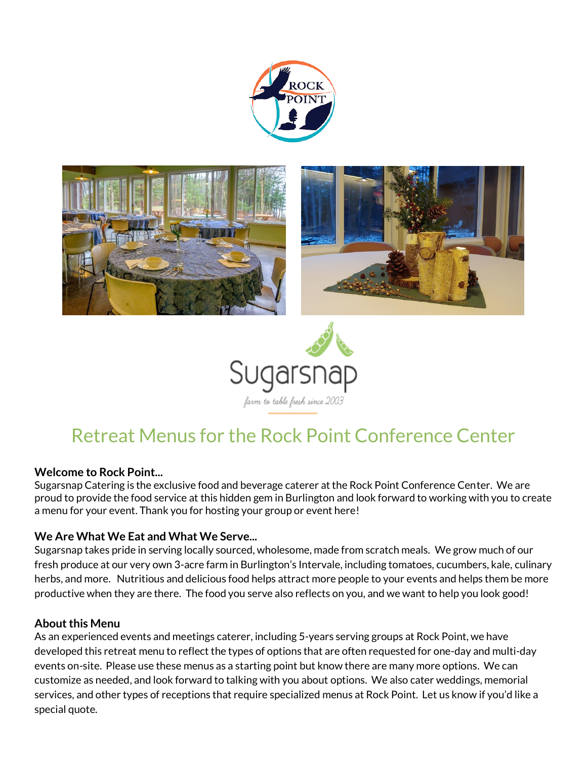# Retreat Menus for the Rock Point Conference Center

**Welcome to Rock Point...**
Sugarsnap Catering is the exclusive food and beverage caterer at the Rock Point Conference Center. We are proud to provide the food service at this hidden gem in Burlington and look forward to working with you to create a menu for your event. Thank you for hosting your group or event here!

**We Are What We Eat and What We Serve...**
Sugarsnap takes pride in serving locally sourced, wholesome, made from scratch meals. We grow much of our fresh produce at our very own 3-acre farm in Burlington's Intervale, including tomatoes, cucumbers, kale, culinary herbs, and more. Nutritious and delicious food helps attract more people to your events and helps them be more productive when they are there. The food you serve also reflects on you, and we want to help you look good!

**About this Menu**
As an experienced events and meetings caterer, including 5-years serving groups at Rock Point, we have developed this retreat menu to reflect the types of options that are often requested for one-day and multi-day events on-site. Please use these menus as a starting point but know there are many more options. We can customize as needed, and look forward to talking with you about options. We also cater weddings, memorial services, and other types of receptions that require specialized menus at Rock Point. Let us know if you'd like a special quote.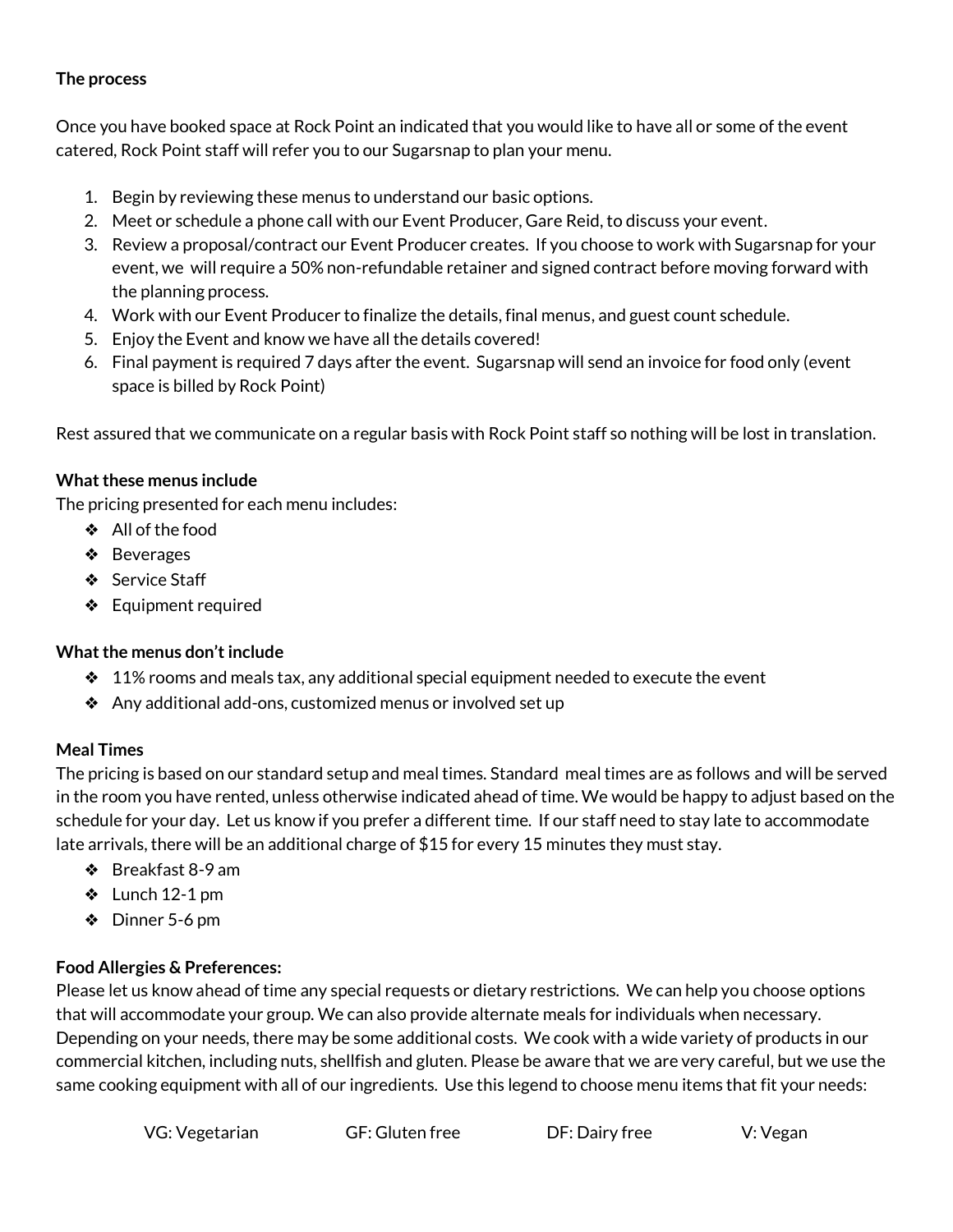**The process**

Once you have booked space at Rock Point an indicated that you would like to have all or some of the event catered, Rock Point staff will refer you to our Sugarsnap to plan your menu.

1. Begin by reviewing these menus to understand our basic options.
2. Meet or schedule a phone call with our Event Producer, Gare Reid, to discuss your event.
3. Review a proposal/contract our Event Producer creates. If you choose to work with Sugarsnap for your event, we will require a 50% non-refundable retainer and signed contract before moving forward with the planning process.
4. Work with our Event Producer to finalize the details, final menus, and guest count schedule.
5. Enjoy the Event and know we have all the details covered!
6. Final payment is required 7 days after the event. Sugarsnap will send an invoice for food only (event space is billed by Rock Point)

Rest assured that we communicate on a regular basis with Rock Point staff so nothing will be lost in translation.

**What these menus include**

The pricing presented for each menu includes:

- All of the food
- Beverages
- Service Staff
- Equipment required

**What the menus don't include**

- 11% rooms and meals tax, any additional special equipment needed to execute the event
- Any additional add-ons, customized menus or involved set up

**Meal Times**

The pricing is based on our standard setup and meal times. Standard meal times are as follows and will be served in the room you have rented, unless otherwise indicated ahead of time. We would be happy to adjust based on the schedule for your day. Let us know if you prefer a different time. If our staff need to stay late to accommodate late arrivals, there will be an additional charge of $15 for every 15 minutes they must stay.

- Breakfast 8-9 am
- Lunch 12-1 pm
- Dinner 5-6 pm

**Food Allergies & Preferences:**

Please let us know ahead of time any special requests or dietary restrictions. We can help you choose options that will accommodate your group. We can also provide alternate meals for individuals when necessary. Depending on your needs, there may be some additional costs. We cook with a wide variety of products in our commercial kitchen, including nuts, shellfish and gluten. Please be aware that we are very careful, but we use the same cooking equipment with all of our ingredients. Use this legend to choose menu items that fit your needs:

VG: Vegetarian GF: Gluten free DF: Dairy free V: Vegan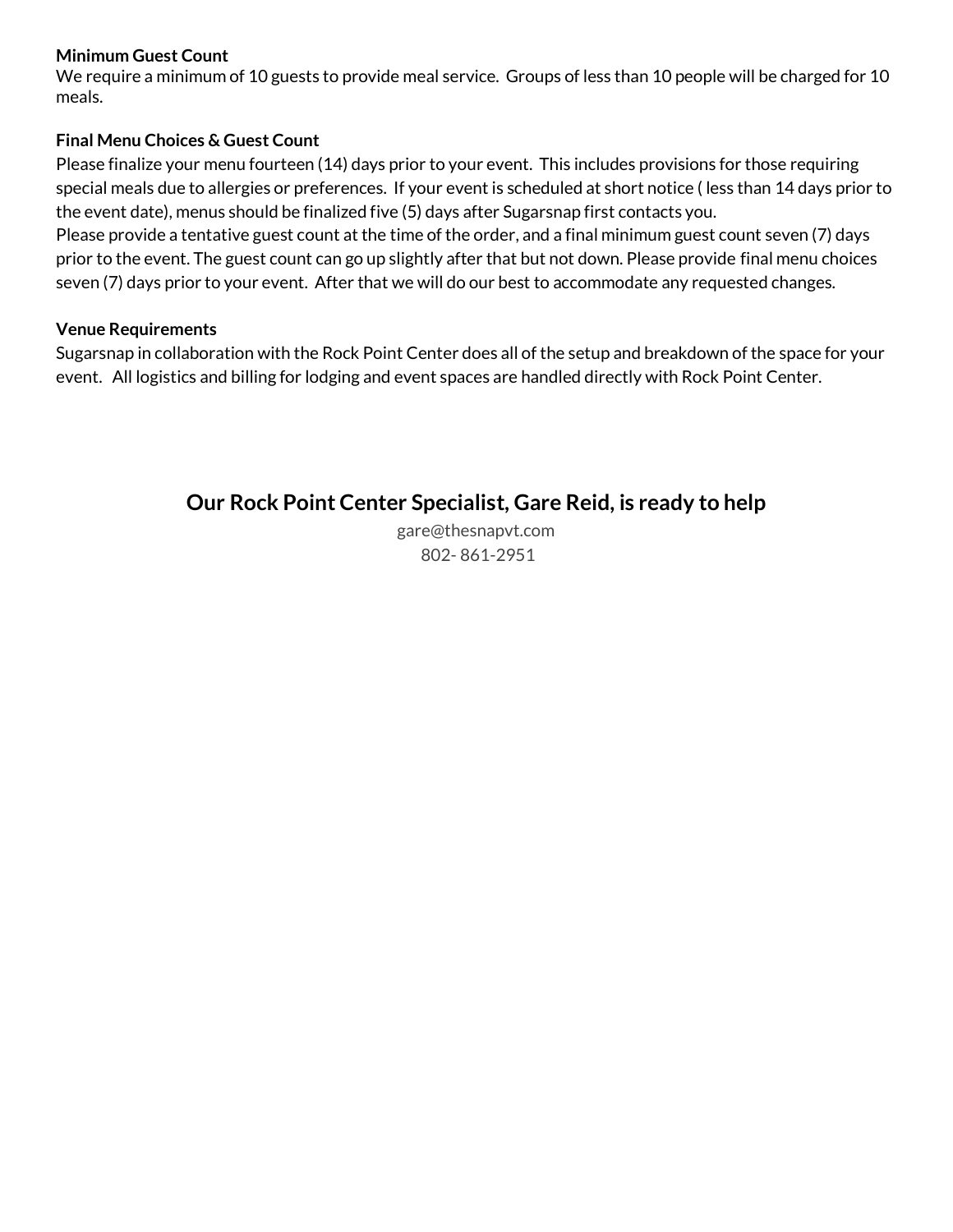**Minimum Guest Count**

We require a minimum of 10 guests to provide meal service. Groups of less than 10 people will be charged for 10 meals.

**Final Menu Choices & Guest Count**

Please finalize your menu fourteen (14) days prior to your event. This includes provisions for those requiring special meals due to allergies or preferences. If your event is scheduled at short notice ( less than 14 days prior to the event date), menus should be finalized five (5) days after Sugarsnap first contacts you.

Please provide a tentative guest count at the time of the order, and a final minimum guest count seven (7) days prior to the event. The guest count can go up slightly after that but not down. Please provide final menu choices seven (7) days prior to your event. After that we will do our best to accommodate any requested changes.

**Venue Requirements**

Sugarsnap in collaboration with the Rock Point Center does all of the setup and breakdown of the space for your event. All logistics and billing for lodging and event spaces are handled directly with Rock Point Center.

## Our Rock Point Center Specialist, Gare Reid, is ready to help

gare@thesnapvt.com

802- 861-2951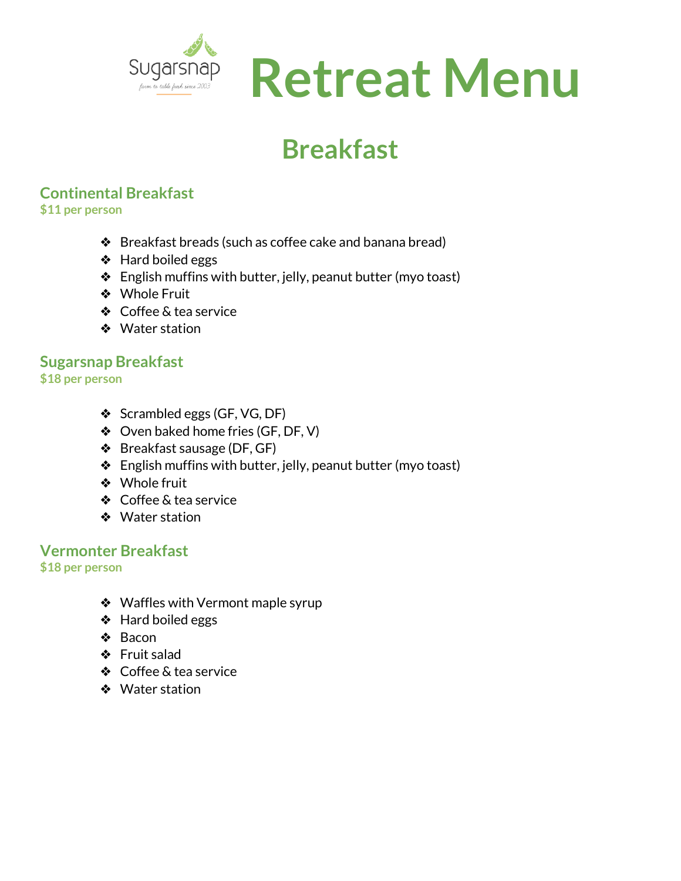Sugarsnap
farm to table fresh since 2003

# Retreat Menu

## Breakfast

### Continental Breakfast
**$11 per person**

- Breakfast breads (such as coffee cake and banana bread)
- Hard boiled eggs
- English muffins with butter, jelly, peanut butter (myo toast)
- Whole Fruit
- Coffee & tea service
- Water station

### Sugarsnap Breakfast
**$18 per person**

- Scrambled eggs (GF, VG, DF)
- Oven baked home fries (GF, DF, V)
- Breakfast sausage (DF, GF)
- English muffins with butter, jelly, peanut butter (myo toast)
- Whole fruit
- Coffee & tea service
- Water station

### Vermonter Breakfast
**$18 per person**

- Waffles with Vermont maple syrup
- Hard boiled eggs
- Bacon
- Fruit salad
- Coffee & tea service
- Water station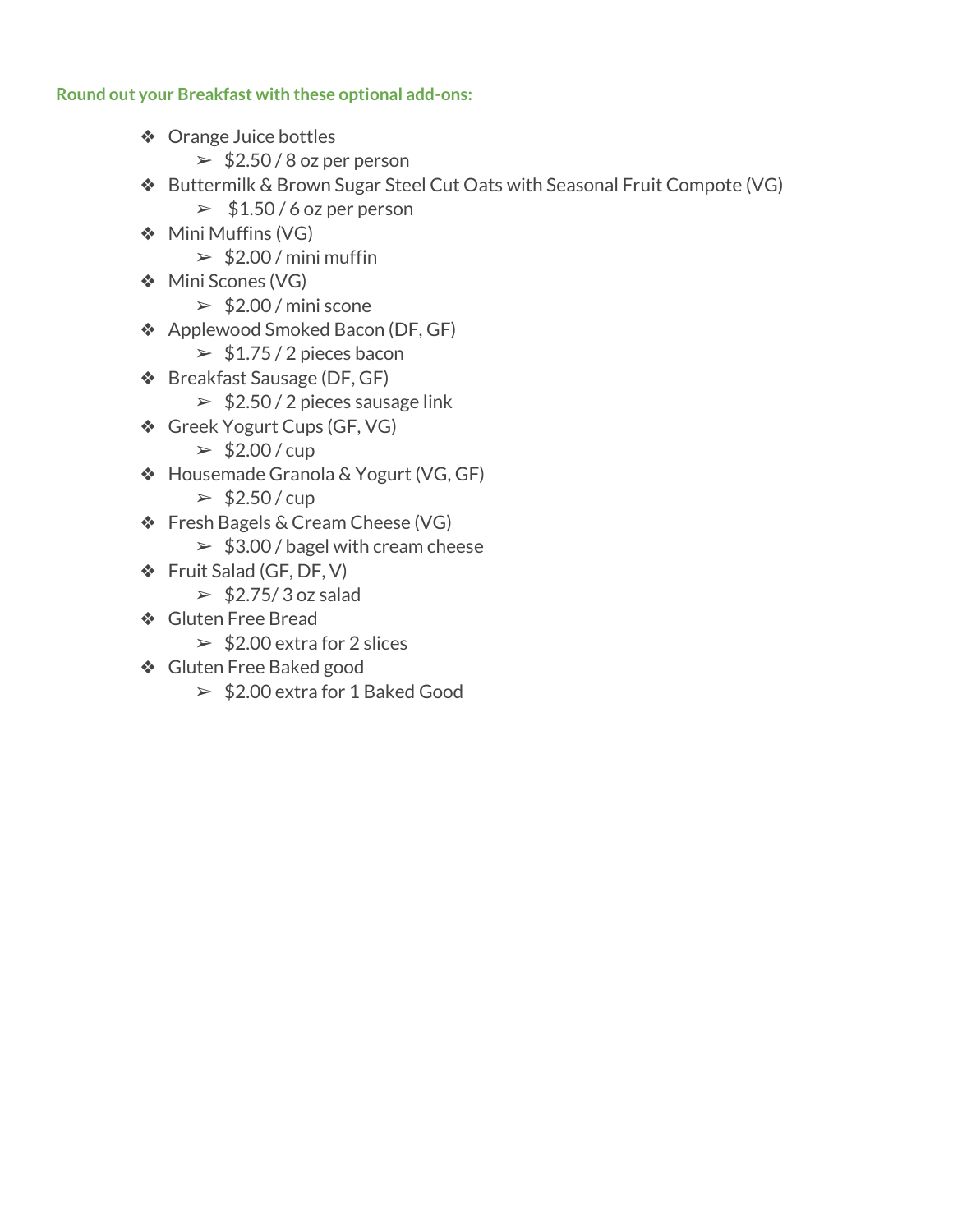**Round out your Breakfast with these optional add-ons:**

- Orange Juice bottles
  - $2.50 / 8 oz per person
- Buttermilk & Brown Sugar Steel Cut Oats with Seasonal Fruit Compote (VG)
  - $1.50 / 6 oz per person
- Mini Muffins (VG)
  - $2.00 / mini muffin
- Mini Scones (VG)
  - $2.00 / mini scone
- Applewood Smoked Bacon (DF, GF)
  - $1.75 / 2 pieces bacon
- Breakfast Sausage (DF, GF)
  - $2.50 / 2 pieces sausage link
- Greek Yogurt Cups (GF, VG)
  - $2.00 / cup
- Housemade Granola & Yogurt (VG, GF)
  - $2.50 / cup
- Fresh Bagels & Cream Cheese (VG)
  - $3.00 / bagel with cream cheese
- Fruit Salad (GF, DF, V)
  - $2.75/ 3 oz salad
- Gluten Free Bread
  - $2.00 extra for 2 slices
- Gluten Free Baked good
  - $2.00 extra for 1 Baked Good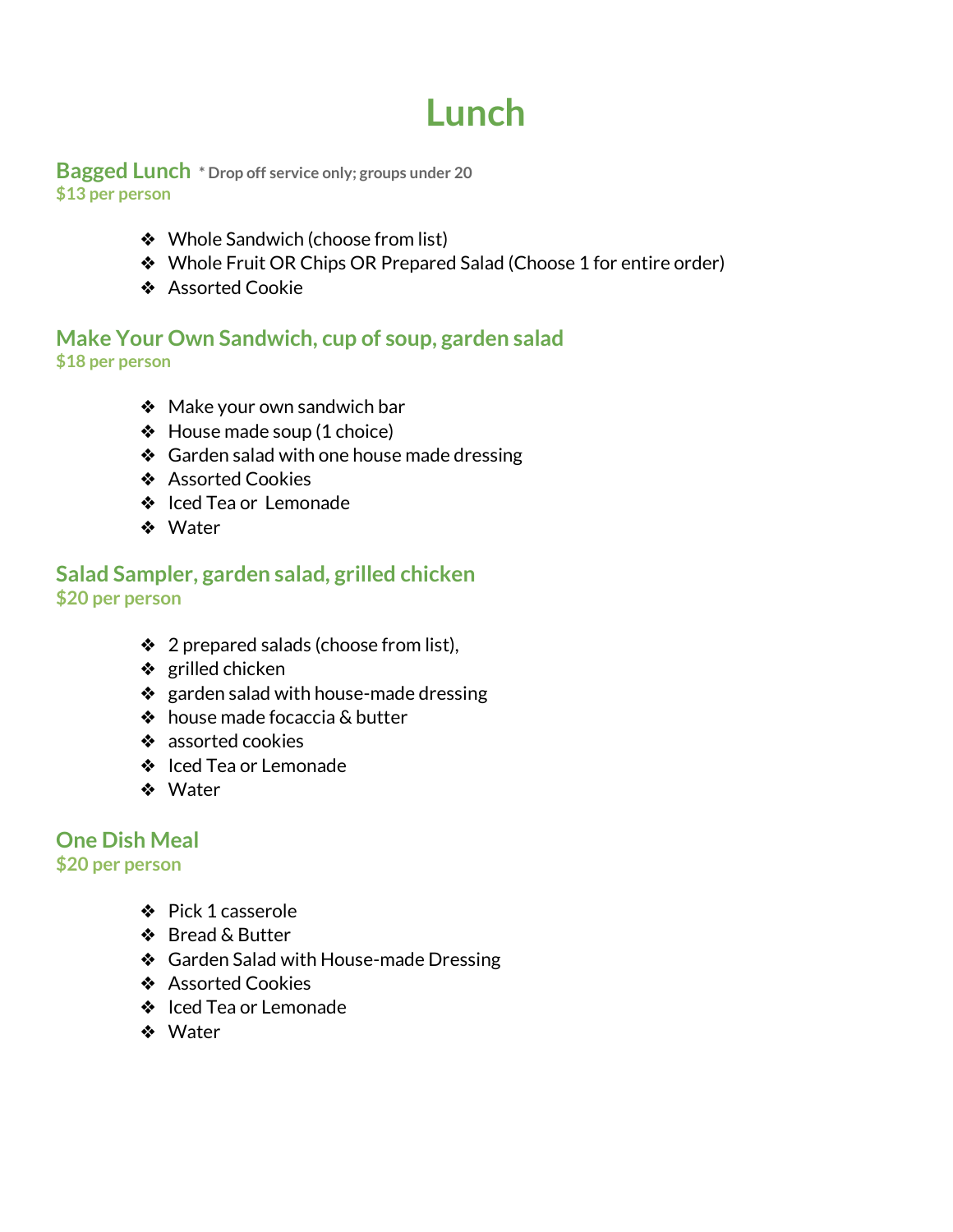# Lunch

## Bagged Lunch * Drop off service only; groups under 20

**$13 per person**

- Whole Sandwich (choose from list)
- Whole Fruit OR Chips OR Prepared Salad (Choose 1 for entire order)
- Assorted Cookie

## Make Your Own Sandwich, cup of soup, garden salad

**$18 per person**

- Make your own sandwich bar
- House made soup (1 choice)
- Garden salad with one house made dressing
- Assorted Cookies
- Iced Tea or Lemonade
- Water

## Salad Sampler, garden salad, grilled chicken

**$20 per person**

- 2 prepared salads (choose from list),
- grilled chicken
- garden salad with house-made dressing
- house made focaccia & butter
- assorted cookies
- Iced Tea or Lemonade
- Water

## One Dish Meal

**$20 per person**

- Pick 1 casserole
- Bread & Butter
- Garden Salad with House-made Dressing
- Assorted Cookies
- Iced Tea or Lemonade
- Water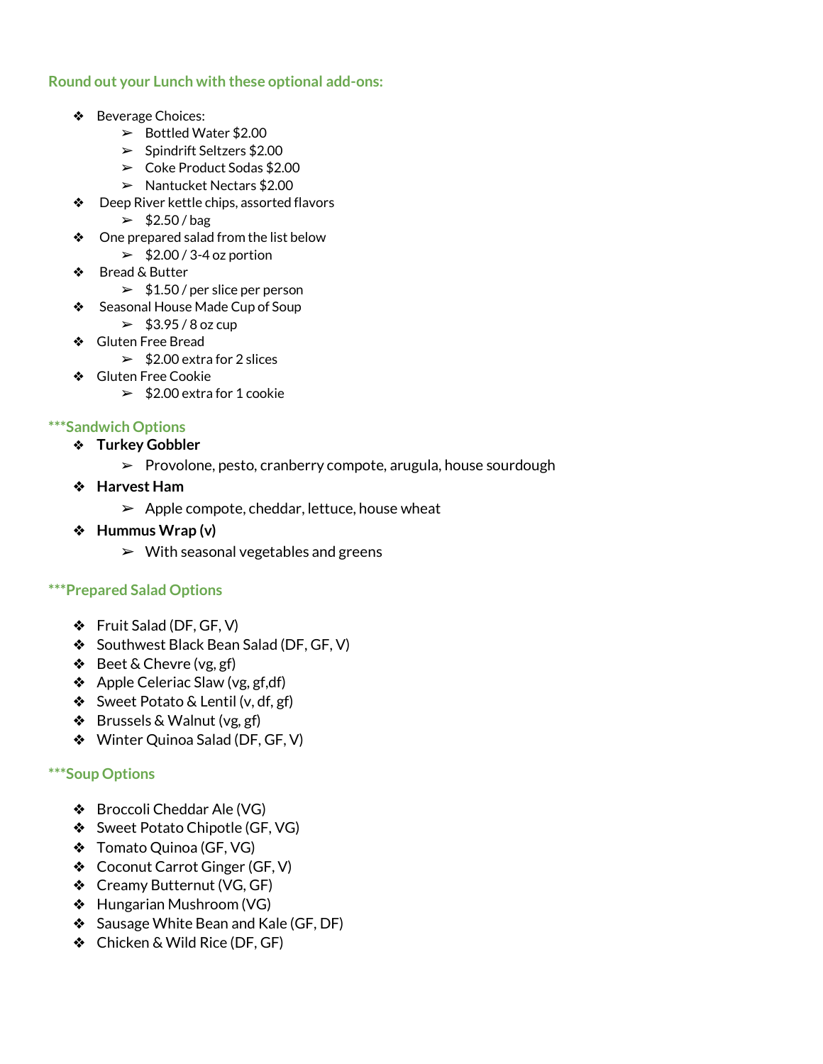### Round out your Lunch with these optional add-ons:

- Beverage Choices:
  - Bottled Water $2.00
  - Spindrift Seltzers $2.00
  - Coke Product Sodas $2.00
  - Nantucket Nectars $2.00
- Deep River kettle chips, assorted flavors
  - $2.50 / bag
- One prepared salad from the list below
  - $2.00 / 3-4 oz portion
- Bread & Butter
  - $1.50 / per slice per person
- Seasonal House Made Cup of Soup
  - $3.95 / 8 oz cup
- Gluten Free Bread
  - $2.00 extra for 2 slices
- Gluten Free Cookie
  - $2.00 extra for 1 cookie

### ***Sandwich Options

- **Turkey Gobbler**
  - Provolone, pesto, cranberry compote, arugula, house sourdough
- **Harvest Ham**
  - Apple compote, cheddar, lettuce, house wheat
- **Hummus Wrap (v)**
  - With seasonal vegetables and greens

### ***Prepared Salad Options

- Fruit Salad (DF, GF, V)
- Southwest Black Bean Salad (DF, GF, V)
- Beet & Chevre (vg, gf)
- Apple Celeriac Slaw (vg, gf,df)
- Sweet Potato & Lentil (v, df, gf)
- Brussels & Walnut (vg, gf)
- Winter Quinoa Salad (DF, GF, V)

### ***Soup Options

- Broccoli Cheddar Ale (VG)
- Sweet Potato Chipotle (GF, VG)
- Tomato Quinoa (GF, VG)
- Coconut Carrot Ginger (GF, V)
- Creamy Butternut (VG, GF)
- Hungarian Mushroom (VG)
- Sausage White Bean and Kale (GF, DF)
- Chicken & Wild Rice (DF, GF)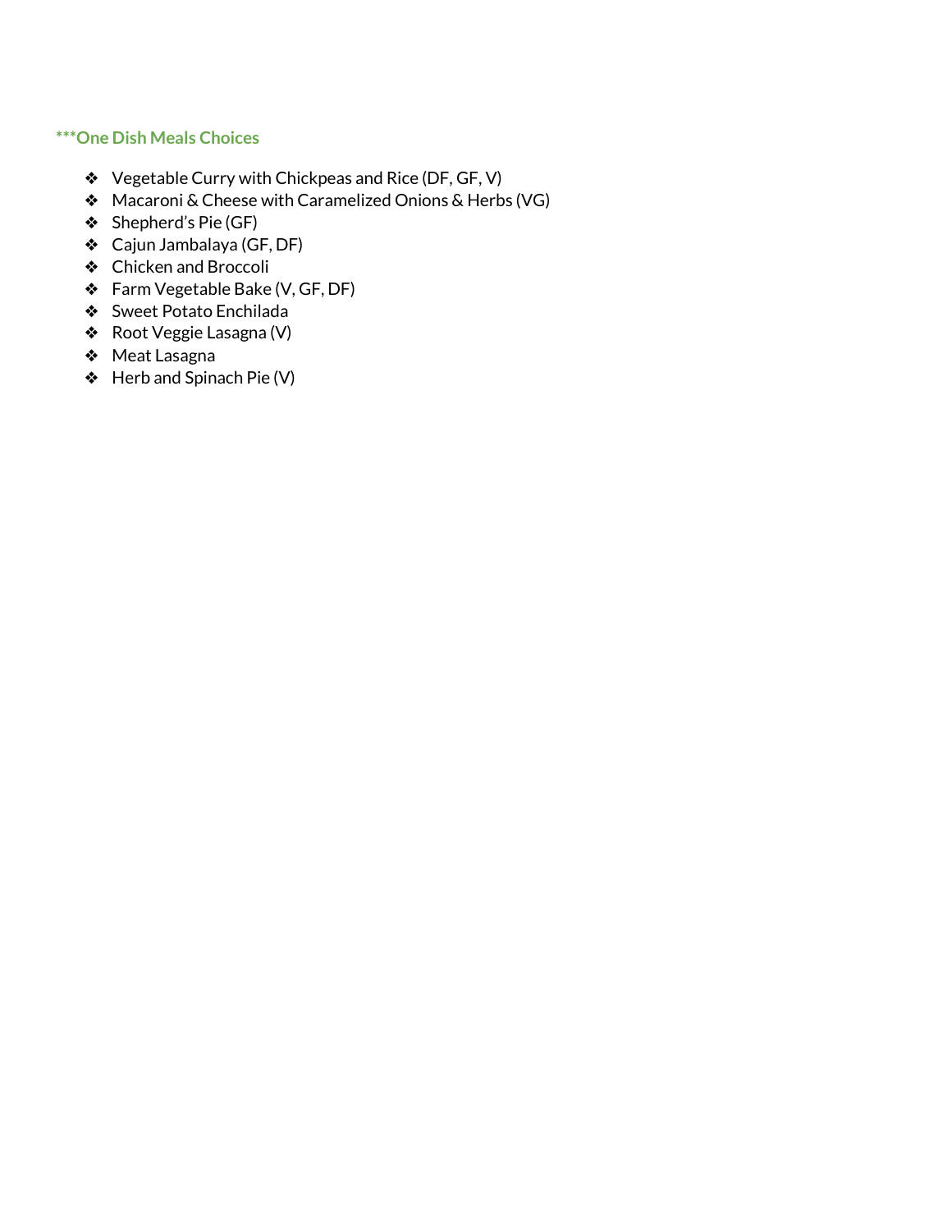### ***One Dish Meals Choices

- Vegetable Curry with Chickpeas and Rice (DF, GF, V)
- Macaroni & Cheese with Caramelized Onions & Herbs (VG)
- Shepherd's Pie (GF)
- Cajun Jambalaya (GF, DF)
- Chicken and Broccoli
- Farm Vegetable Bake (V, GF, DF)
- Sweet Potato Enchilada
- Root Veggie Lasagna (V)
- Meat Lasagna
- Herb and Spinach Pie (V)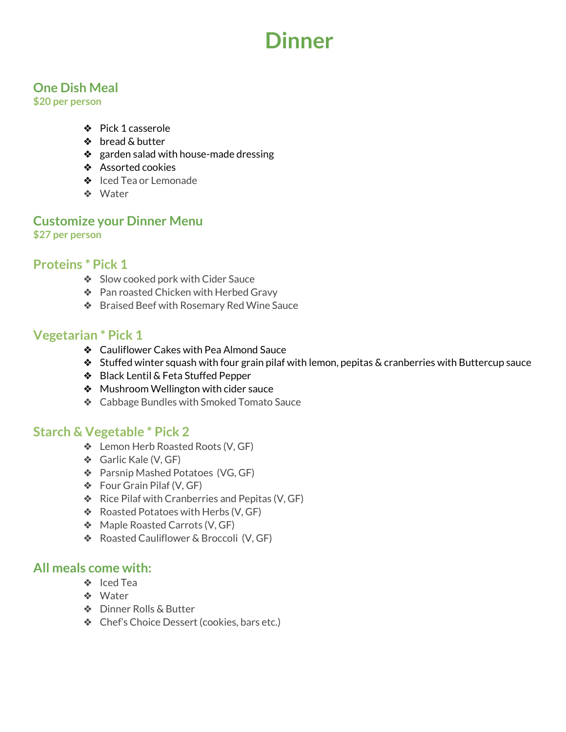# Dinner

## One Dish Meal

**$20 per person**

- Pick 1 casserole
- bread & butter
- garden salad with house-made dressing
- Assorted cookies
- Iced Tea or Lemonade
- Water

## Customize your Dinner Menu

**$27 per person**

### Proteins * Pick 1

- Slow cooked pork with Cider Sauce
- Pan roasted Chicken with Herbed Gravy
- Braised Beef with Rosemary Red Wine Sauce

### Vegetarian * Pick 1

- Cauliflower Cakes with Pea Almond Sauce
- Stuffed winter squash with four grain pilaf with lemon, pepitas & cranberries with Buttercup sauce
- Black Lentil & Feta Stuffed Pepper
- Mushroom Wellington with cider sauce
- Cabbage Bundles with Smoked Tomato Sauce

### Starch & Vegetable * Pick 2

- Lemon Herb Roasted Roots (V, GF)
- Garlic Kale (V, GF)
- Parsnip Mashed Potatoes (VG, GF)
- Four Grain Pilaf (V, GF)
- Rice Pilaf with Cranberries and Pepitas (V, GF)
- Roasted Potatoes with Herbs (V, GF)
- Maple Roasted Carrots (V, GF)
- Roasted Cauliflower & Broccoli (V, GF)

### All meals come with:

- Iced Tea
- Water
- Dinner Rolls & Butter
- Chef's Choice Dessert (cookies, bars etc.)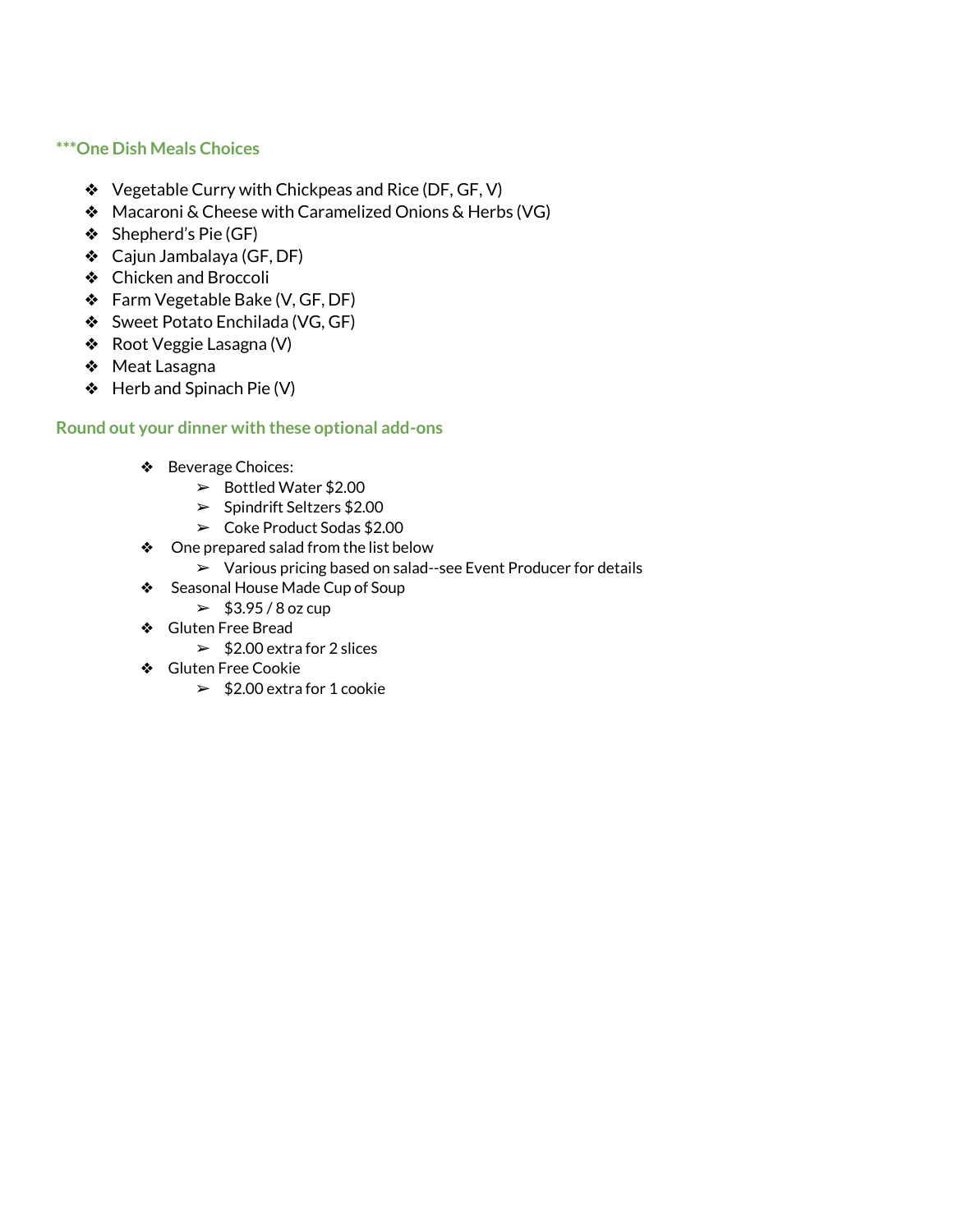### ***One Dish Meals Choices

- Vegetable Curry with Chickpeas and Rice (DF, GF, V)
- Macaroni & Cheese with Caramelized Onions & Herbs (VG)
- Shepherd's Pie (GF)
- Cajun Jambalaya (GF, DF)
- Chicken and Broccoli
- Farm Vegetable Bake (V, GF, DF)
- Sweet Potato Enchilada (VG, GF)
- Root Veggie Lasagna (V)
- Meat Lasagna
- Herb and Spinach Pie (V)

### Round out your dinner with these optional add-ons

- Beverage Choices:
  - Bottled Water $2.00
  - Spindrift Seltzers $2.00
  - Coke Product Sodas $2.00
- One prepared salad from the list below
  - Various pricing based on salad--see Event Producer for details
- Seasonal House Made Cup of Soup
  - $3.95 / 8 oz cup
- Gluten Free Bread
  - $2.00 extra for 2 slices
- Gluten Free Cookie
  - $2.00 extra for 1 cookie